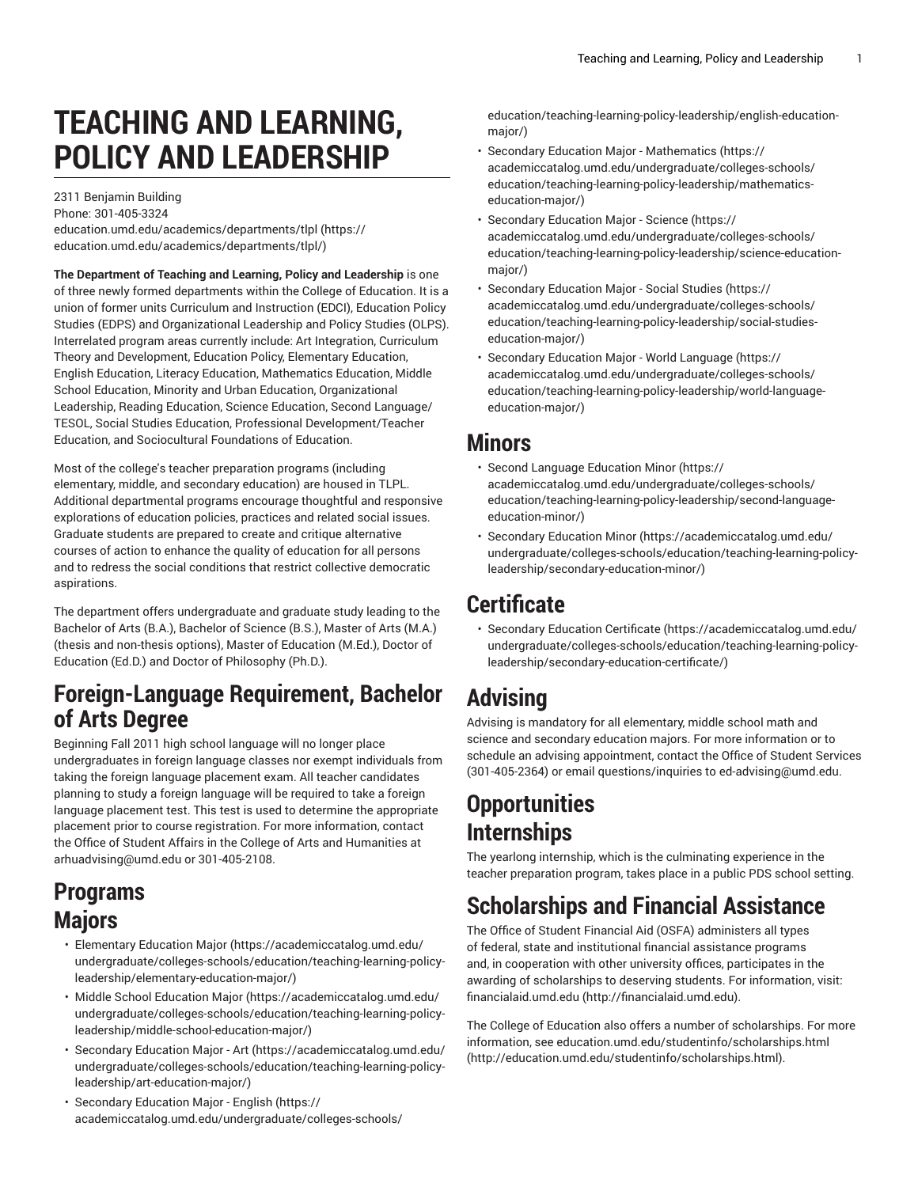# TEACHING AND LEARNING, POLICY AND LEADERSHIP

2311 Benjamin Building
Phone: 301-405-3324
education.umd.edu/academics/departments/tlpl (https://education.umd.edu/academics/departments/tlpl/)

**The Department of Teaching and Learning, Policy and Leadership** is one of three newly formed departments within the College of Education. It is a union of former units Curriculum and Instruction (EDCI), Education Policy Studies (EDPS) and Organizational Leadership and Policy Studies (OLPS). Interrelated program areas currently include: Art Integration, Curriculum Theory and Development, Education Policy, Elementary Education, English Education, Literacy Education, Mathematics Education, Middle School Education, Minority and Urban Education, Organizational Leadership, Reading Education, Science Education, Second Language/TESOL, Social Studies Education, Professional Development/Teacher Education, and Sociocultural Foundations of Education.

Most of the college's teacher preparation programs (including elementary, middle, and secondary education) are housed in TLPL. Additional departmental programs encourage thoughtful and responsive explorations of education policies, practices and related social issues. Graduate students are prepared to create and critique alternative courses of action to enhance the quality of education for all persons and to redress the social conditions that restrict collective democratic aspirations.

The department offers undergraduate and graduate study leading to the Bachelor of Arts (B.A.), Bachelor of Science (B.S.), Master of Arts (M.A.) (thesis and non-thesis options), Master of Education (M.Ed.), Doctor of Education (Ed.D.) and Doctor of Philosophy (Ph.D.).

## Foreign-Language Requirement, Bachelor of Arts Degree

Beginning Fall 2011 high school language will no longer place undergraduates in foreign language classes nor exempt individuals from taking the foreign language placement exam. All teacher candidates planning to study a foreign language will be required to take a foreign language placement test. This test is used to determine the appropriate placement prior to course registration. For more information, contact the Office of Student Affairs in the College of Arts and Humanities at arhuadvising@umd.edu or 301-405-2108.

## Programs

## Majors

- Elementary Education Major (https://academiccatalog.umd.edu/undergraduate/colleges-schools/education/teaching-learning-policy-leadership/elementary-education-major/)
- Middle School Education Major (https://academiccatalog.umd.edu/undergraduate/colleges-schools/education/teaching-learning-policy-leadership/middle-school-education-major/)
- Secondary Education Major - Art (https://academiccatalog.umd.edu/undergraduate/colleges-schools/education/teaching-learning-policy-leadership/art-education-major/)
- Secondary Education Major - English (https://academiccatalog.umd.edu/undergraduate/colleges-schools/education/teaching-learning-policy-leadership/english-education-major/)
- Secondary Education Major - Mathematics (https://academiccatalog.umd.edu/undergraduate/colleges-schools/education/teaching-learning-policy-leadership/mathematics-education-major/)
- Secondary Education Major - Science (https://academiccatalog.umd.edu/undergraduate/colleges-schools/education/teaching-learning-policy-leadership/science-education-major/)
- Secondary Education Major - Social Studies (https://academiccatalog.umd.edu/undergraduate/colleges-schools/education/teaching-learning-policy-leadership/social-studies-education-major/)
- Secondary Education Major - World Language (https://academiccatalog.umd.edu/undergraduate/colleges-schools/education/teaching-learning-policy-leadership/world-language-education-major/)

## Minors

- Second Language Education Minor (https://academiccatalog.umd.edu/undergraduate/colleges-schools/education/teaching-learning-policy-leadership/second-language-education-minor/)
- Secondary Education Minor (https://academiccatalog.umd.edu/undergraduate/colleges-schools/education/teaching-learning-policy-leadership/secondary-education-minor/)

## Certificate

- Secondary Education Certificate (https://academiccatalog.umd.edu/undergraduate/colleges-schools/education/teaching-learning-policy-leadership/secondary-education-certificate/)

## Advising

Advising is mandatory for all elementary, middle school math and science and secondary education majors. For more information or to schedule an advising appointment, contact the Office of Student Services (301-405-2364) or email questions/inquiries to ed-advising@umd.edu.

## Opportunities

## Internships

The yearlong internship, which is the culminating experience in the teacher preparation program, takes place in a public PDS school setting.

## Scholarships and Financial Assistance

The Office of Student Financial Aid (OSFA) administers all types of federal, state and institutional financial assistance programs and, in cooperation with other university offices, participates in the awarding of scholarships to deserving students. For information, visit: financialaid.umd.edu (http://financialaid.umd.edu).

The College of Education also offers a number of scholarships. For more information, see education.umd.edu/studentinfo/scholarships.html (http://education.umd.edu/studentinfo/scholarships.html).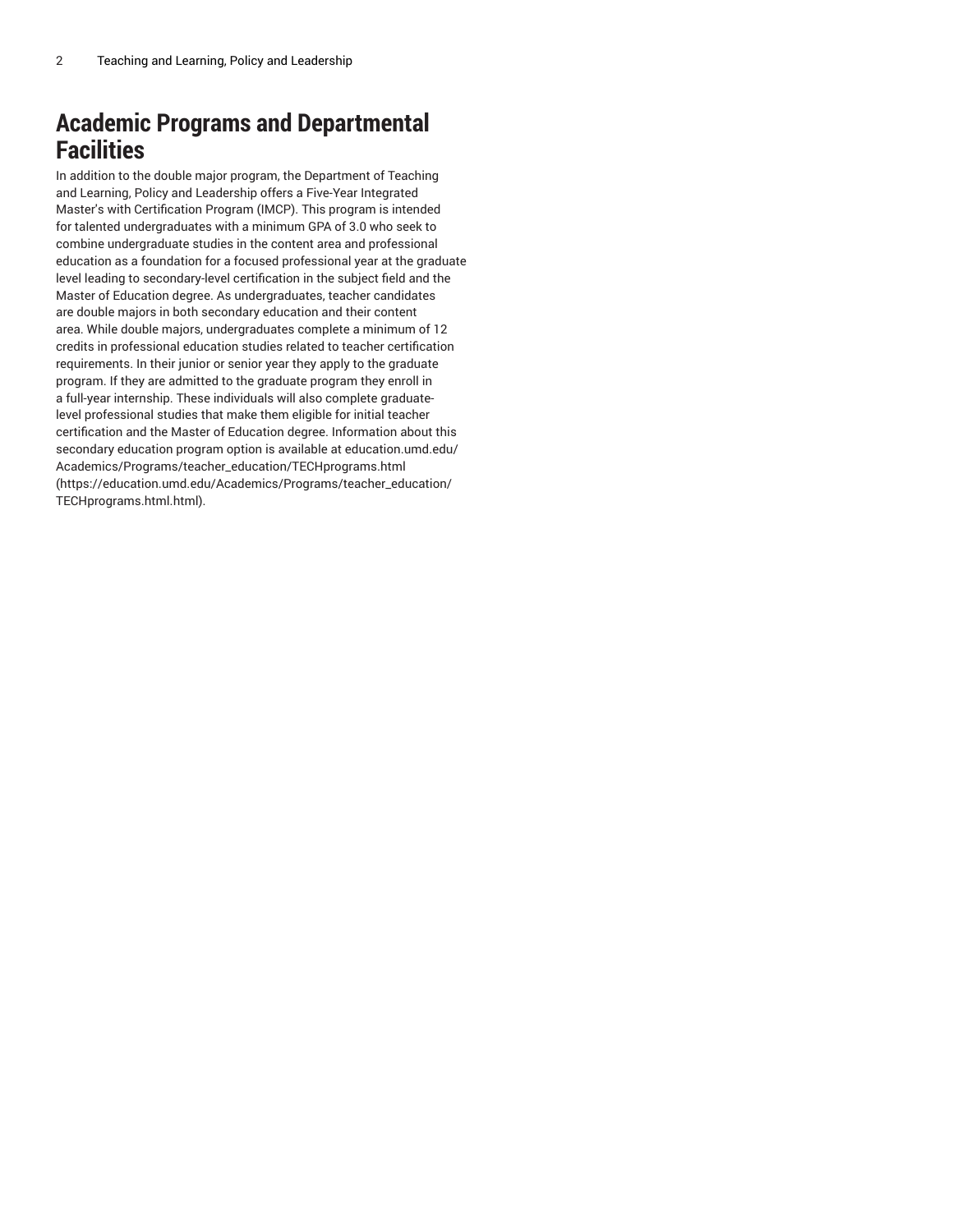## Academic Programs and Departmental Facilities

In addition to the double major program, the Department of Teaching and Learning, Policy and Leadership offers a Five-Year Integrated Master's with Certification Program (IMCP). This program is intended for talented undergraduates with a minimum GPA of 3.0 who seek to combine undergraduate studies in the content area and professional education as a foundation for a focused professional year at the graduate level leading to secondary-level certification in the subject field and the Master of Education degree. As undergraduates, teacher candidates are double majors in both secondary education and their content area. While double majors, undergraduates complete a minimum of 12 credits in professional education studies related to teacher certification requirements. In their junior or senior year they apply to the graduate program. If they are admitted to the graduate program they enroll in a full-year internship. These individuals will also complete graduate-level professional studies that make them eligible for initial teacher certification and the Master of Education degree. Information about this secondary education program option is available at education.umd.edu/Academics/Programs/teacher_education/TECHprograms.html (https://education.umd.edu/Academics/Programs/teacher_education/TECHprograms.html.html).